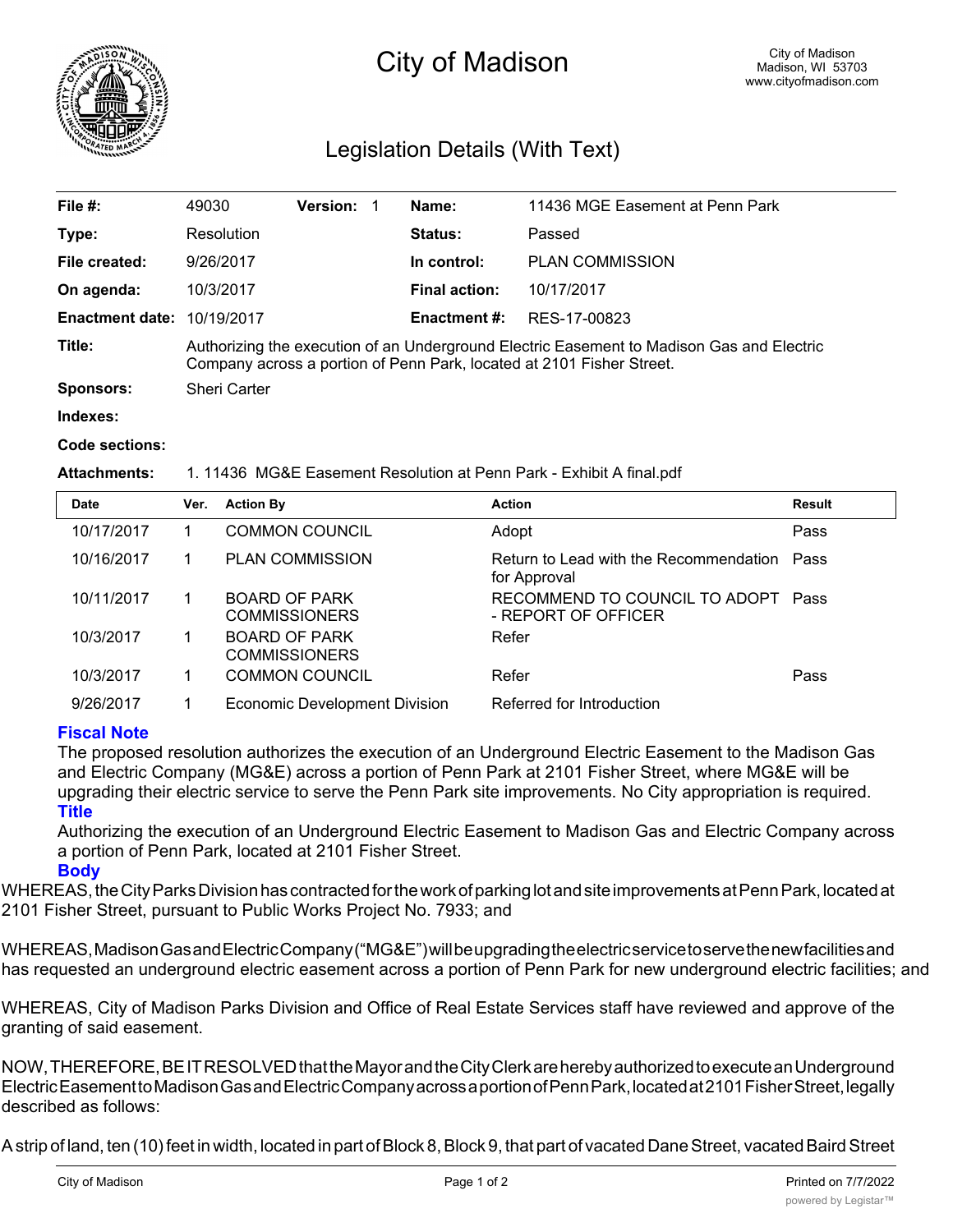# City of Madison

City of Madison
Madison, WI 53703
www.cityofmadison.com

## Legislation Details (With Text)

| | | | | | |
|---|---|---|---|---|---|
| **File #:** | 49030 | **Version:** 1 | | **Name:** | 11436 MGE Easement at Penn Park |
| **Type:** | Resolution | | | **Status:** | Passed |
| **File created:** | 9/26/2017 | | | **In control:** | PLAN COMMISSION |
| **On agenda:** | 10/3/2017 | | | **Final action:** | 10/17/2017 |
| **Enactment date:** | 10/19/2017 | | | **Enactment #:** | RES-17-00823 |

**Title:** Authorizing the execution of an Underground Electric Easement to Madison Gas and Electric Company across a portion of Penn Park, located at 2101 Fisher Street.

**Sponsors:** Sheri Carter

**Indexes:**

**Code sections:**

**Attachments:** 1. 11436 MG&E Easement Resolution at Penn Park - Exhibit A final.pdf

| Date | Ver. | Action By | Action | Result |
|---|---|---|---|---|
| 10/17/2017 | 1 | COMMON COUNCIL | Adopt | Pass |
| 10/16/2017 | 1 | PLAN COMMISSION | Return to Lead with the Recommendation for Approval | Pass |
| 10/11/2017 | 1 | BOARD OF PARK COMMISSIONERS | RECOMMEND TO COUNCIL TO ADOPT - REPORT OF OFFICER | Pass |
| 10/3/2017 | 1 | BOARD OF PARK COMMISSIONERS | Refer | |
| 10/3/2017 | 1 | COMMON COUNCIL | Refer | Pass |
| 9/26/2017 | 1 | Economic Development Division | Referred for Introduction | |

### Fiscal Note

The proposed resolution authorizes the execution of an Underground Electric Easement to the Madison Gas and Electric Company (MG&E) across a portion of Penn Park at 2101 Fisher Street, where MG&E will be upgrading their electric service to serve the Penn Park site improvements. No City appropriation is required.

### Title

Authorizing the execution of an Underground Electric Easement to Madison Gas and Electric Company across a portion of Penn Park, located at 2101 Fisher Street.

### Body

WHEREAS, the City Parks Division has contracted for the work of parking lot and site improvements at Penn Park, located at 2101 Fisher Street, pursuant to Public Works Project No. 7933; and

WHEREAS, Madison Gas and Electric Company ("MG&E") will be upgrading the electric service to serve the new facilities and has requested an underground electric easement across a portion of Penn Park for new underground electric facilities; and

WHEREAS, City of Madison Parks Division and Office of Real Estate Services staff have reviewed and approve of the granting of said easement.

NOW, THEREFORE, BE IT RESOLVED that the Mayor and the City Clerk are hereby authorized to execute an Underground Electric Easement to Madison Gas and Electric Company across a portion of Penn Park, located at 2101 Fisher Street, legally described as follows:

A strip of land, ten (10) feet in width, located in part of Block 8, Block 9, that part of vacated Dane Street, vacated Baird Street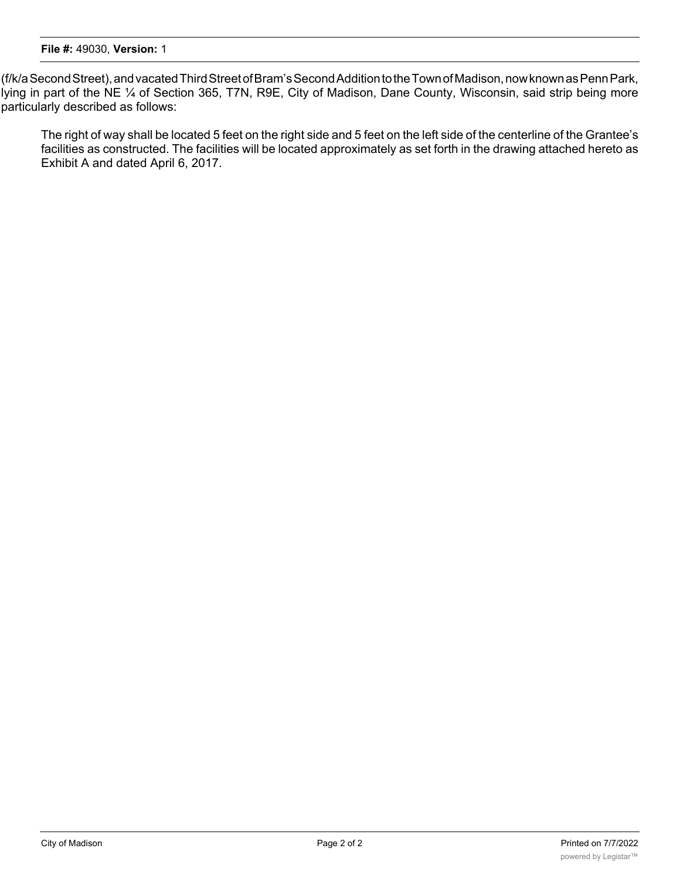(f/k/a Second Street), and vacated Third Street of Bram's Second Addition to the Town of Madison, now known as Penn Park, lying in part of the NE ¼ of Section 365, T7N, R9E, City of Madison, Dane County, Wisconsin, said strip being more particularly described as follows:

> The right of way shall be located 5 feet on the right side and 5 feet on the left side of the centerline of the Grantee's facilities as constructed. The facilities will be located approximately as set forth in the drawing attached hereto as Exhibit A and dated April 6, 2017.